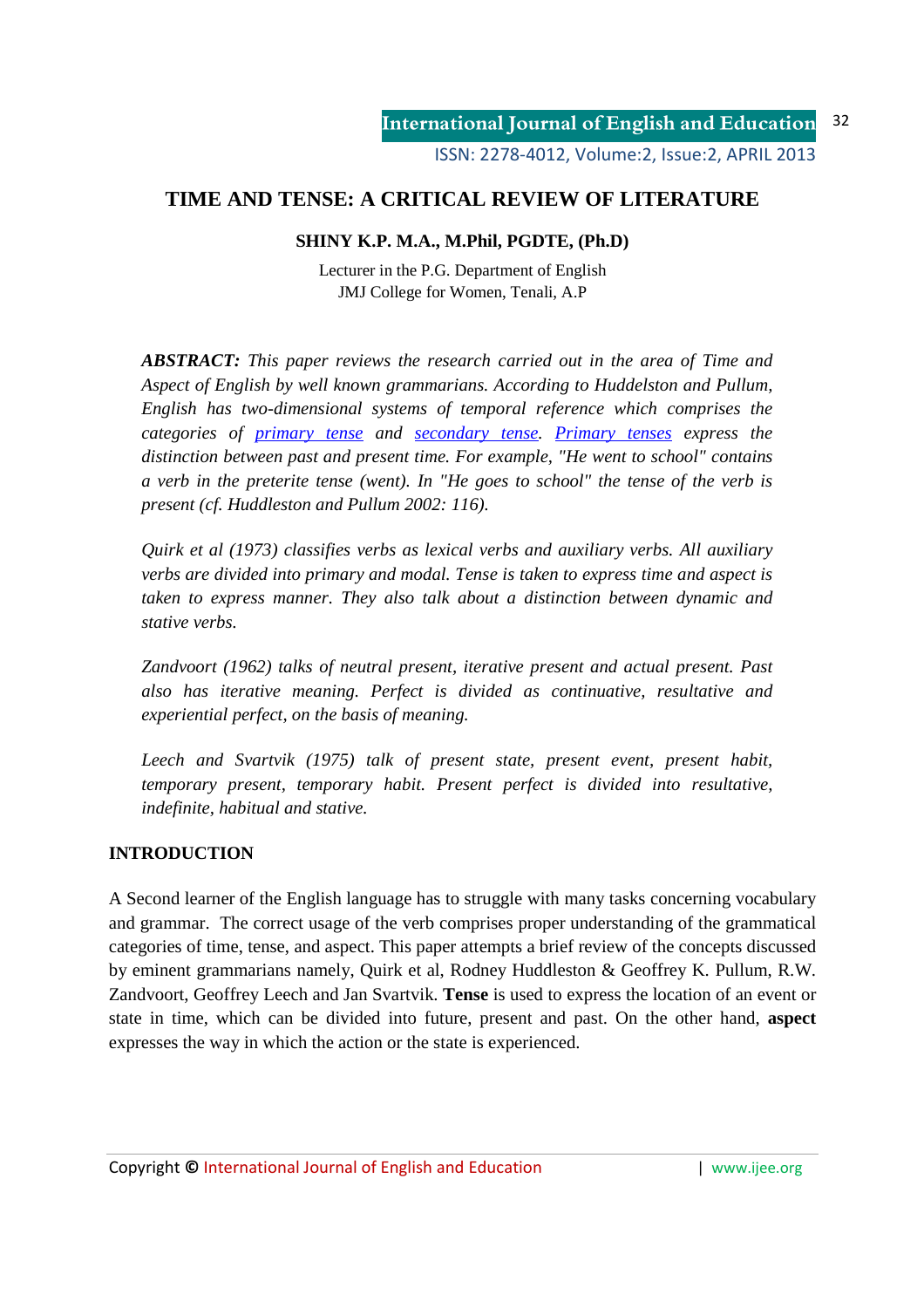# TIME AND TENSE: A CRITICAL REVIEW OF LITERATURE

**SHINY K.P. M.A., M.Phil, PGDTE, (Ph.D)**

Lecturer in the P.G. Department of English
JMJ College for Women, Tenali, A.P

***ABSTRACT:*** *This paper reviews the research carried out in the area of Time and Aspect of English by well known grammarians. According to Huddelston and Pullum, English has two-dimensional systems of temporal reference which comprises the categories of primary tense and secondary tense. Primary tenses express the distinction between past and present time. For example, "He went to school" contains a verb in the preterite tense (went). In "He goes to school" the tense of the verb is present (cf. Huddleston and Pullum 2002: 116).*

*Quirk et al (1973) classifies verbs as lexical verbs and auxiliary verbs. All auxiliary verbs are divided into primary and modal. Tense is taken to express time and aspect is taken to express manner. They also talk about a distinction between dynamic and stative verbs.*

*Zandvoort (1962) talks of neutral present, iterative present and actual present. Past also has iterative meaning. Perfect is divided as continuative, resultative and experiential perfect, on the basis of meaning.*

*Leech and Svartvik (1975) talk of present state, present event, present habit, temporary present, temporary habit. Present perfect is divided into resultative, indefinite, habitual and stative.*

## INTRODUCTION

A Second learner of the English language has to struggle with many tasks concerning vocabulary and grammar. The correct usage of the verb comprises proper understanding of the grammatical categories of time, tense, and aspect. This paper attempts a brief review of the concepts discussed by eminent grammarians namely, Quirk et al, Rodney Huddleston & Geoffrey K. Pullum, R.W. Zandvoort, Geoffrey Leech and Jan Svartvik. **Tense** is used to express the location of an event or state in time, which can be divided into future, present and past. On the other hand, **aspect** expresses the way in which the action or the state is experienced.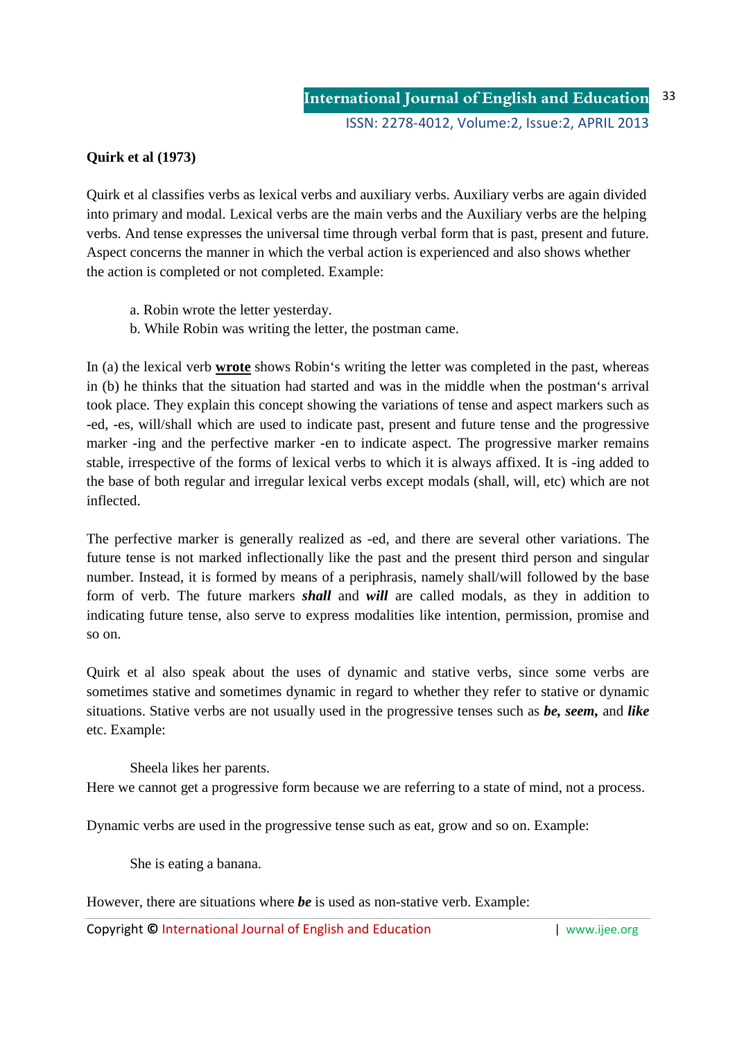**Quirk et al (1973)**

Quirk et al classifies verbs as lexical verbs and auxiliary verbs. Auxiliary verbs are again divided into primary and modal. Lexical verbs are the main verbs and the Auxiliary verbs are the helping verbs. And tense expresses the universal time through verbal form that is past, present and future. Aspect concerns the manner in which the verbal action is experienced and also shows whether the action is completed or not completed. Example:

a. Robin wrote the letter yesterday.
b. While Robin was writing the letter, the postman came.

In (a) the lexical verb **wrote** shows Robin‘s writing the letter was completed in the past, whereas in (b) he thinks that the situation had started and was in the middle when the postman‘s arrival took place. They explain this concept showing the variations of tense and aspect markers such as -ed, -es, will/shall which are used to indicate past, present and future tense and the progressive marker -ing and the perfective marker -en to indicate aspect. The progressive marker remains stable, irrespective of the forms of lexical verbs to which it is always affixed. It is -ing added to the base of both regular and irregular lexical verbs except modals (shall, will, etc) which are not inflected.

The perfective marker is generally realized as -ed, and there are several other variations. The future tense is not marked inflectionally like the past and the present third person and singular number. Instead, it is formed by means of a periphrasis, namely shall/will followed by the base form of verb. The future markers ***shall*** and ***will*** are called modals, as they in addition to indicating future tense, also serve to express modalities like intention, permission, promise and so on.

Quirk et al also speak about the uses of dynamic and stative verbs, since some verbs are sometimes stative and sometimes dynamic in regard to whether they refer to stative or dynamic situations. Stative verbs are not usually used in the progressive tenses such as ***be, seem,*** and ***like*** etc. Example:

Sheela likes her parents.

Here we cannot get a progressive form because we are referring to a state of mind, not a process.

Dynamic verbs are used in the progressive tense such as eat, grow and so on. Example:

She is eating a banana.

However, there are situations where ***be*** is used as non-stative verb. Example: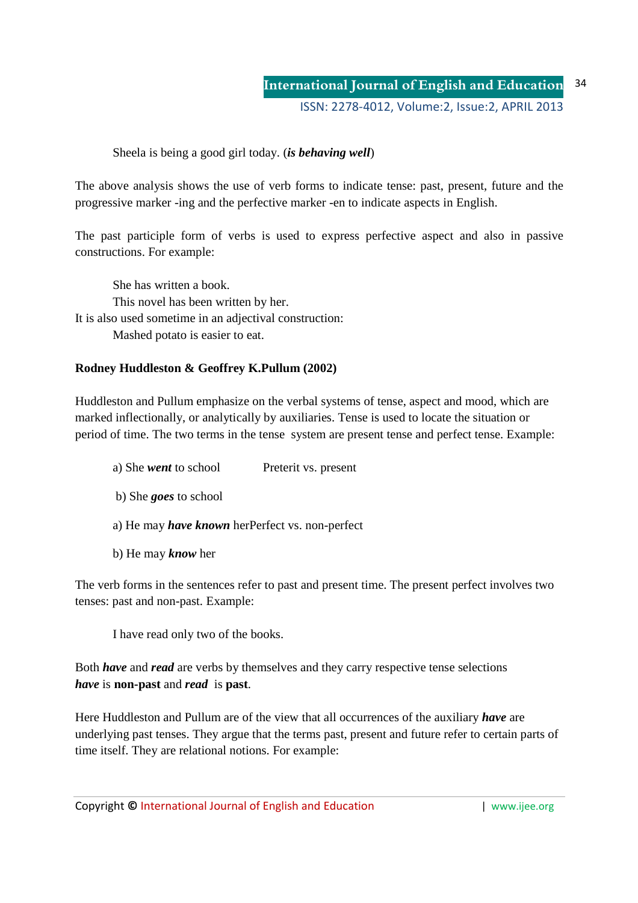Sheela is being a good girl today. (***is behaving well***)

The above analysis shows the use of verb forms to indicate tense: past, present, future and the progressive marker -ing and the perfective marker -en to indicate aspects in English.

The past participle form of verbs is used to express perfective aspect and also in passive constructions. For example:

She has written a book.
This novel has been written by her.

It is also used sometime in an adjectival construction:

Mashed potato is easier to eat.

**Rodney Huddleston & Geoffrey K.Pullum (2002)**

Huddleston and Pullum emphasize on the verbal systems of tense, aspect and mood, which are marked inflectionally, or analytically by auxiliaries. Tense is used to locate the situation or period of time. The two terms in the tense system are present tense and perfect tense. Example:

a) She ***went*** to school Preterit vs. present

b) She ***goes*** to school

a) He may ***have known*** herPerfect vs. non-perfect

b) He may ***know*** her

The verb forms in the sentences refer to past and present time. The present perfect involves two tenses: past and non-past. Example:

I have read only two of the books.

Both ***have*** and ***read*** are verbs by themselves and they carry respective tense selections ***have*** is **non-past** and ***read*** is **past**.

Here Huddleston and Pullum are of the view that all occurrences of the auxiliary ***have*** are underlying past tenses. They argue that the terms past, present and future refer to certain parts of time itself. They are relational notions. For example: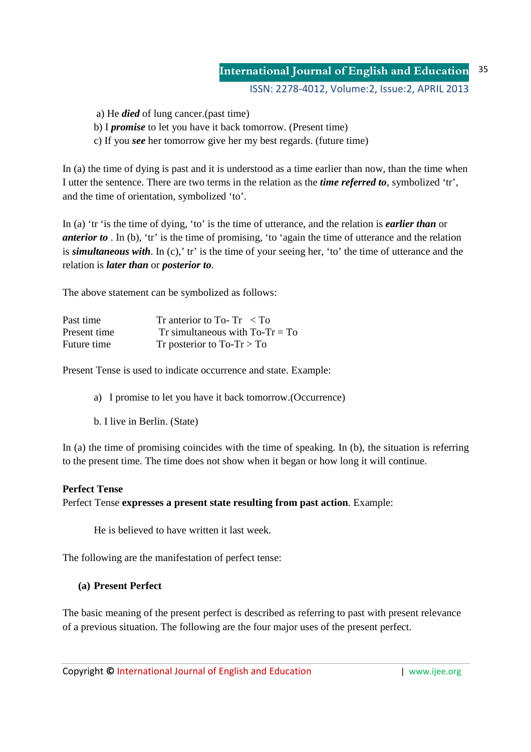a) He ***died*** of lung cancer.(past time)

b) I ***promise*** to let you have it back tomorrow. (Present time)

c) If you ***see*** her tomorrow give her my best regards. (future time)

In (a) the time of dying is past and it is understood as a time earlier than now, than the time when I utter the sentence. There are two terms in the relation as the ***time referred to***, symbolized 'tr', and the time of orientation, symbolized 'to'.

In (a) 'tr 'is the time of dying, 'to' is the time of utterance, and the relation is ***earlier than*** or ***anterior to*** . In (b), 'tr' is the time of promising, 'to 'again the time of utterance and the relation is ***simultaneous with***. In (c),' tr' is the time of your seeing her, 'to' the time of utterance and the relation is ***later than*** or ***posterior to***.

The above statement can be symbolized as follows:

| | |
|---|---|
| Past time | Tr anterior to To- Tr < To |
| Present time | Tr simultaneous with To-Tr = To |
| Future time | Tr posterior to To-Tr > To |

Present Tense is used to indicate occurrence and state. Example:

a) I promise to let you have it back tomorrow.(Occurrence)

b. I live in Berlin. (State)

In (a) the time of promising coincides with the time of speaking. In (b), the situation is referring to the present time. The time does not show when it began or how long it will continue.

**Perfect Tense**

Perfect Tense **expresses a present state resulting from past action**. Example:

He is believed to have written it last week.

The following are the manifestation of perfect tense:

**(a) Present Perfect**

The basic meaning of the present perfect is described as referring to past with present relevance of a previous situation. The following are the four major uses of the present perfect.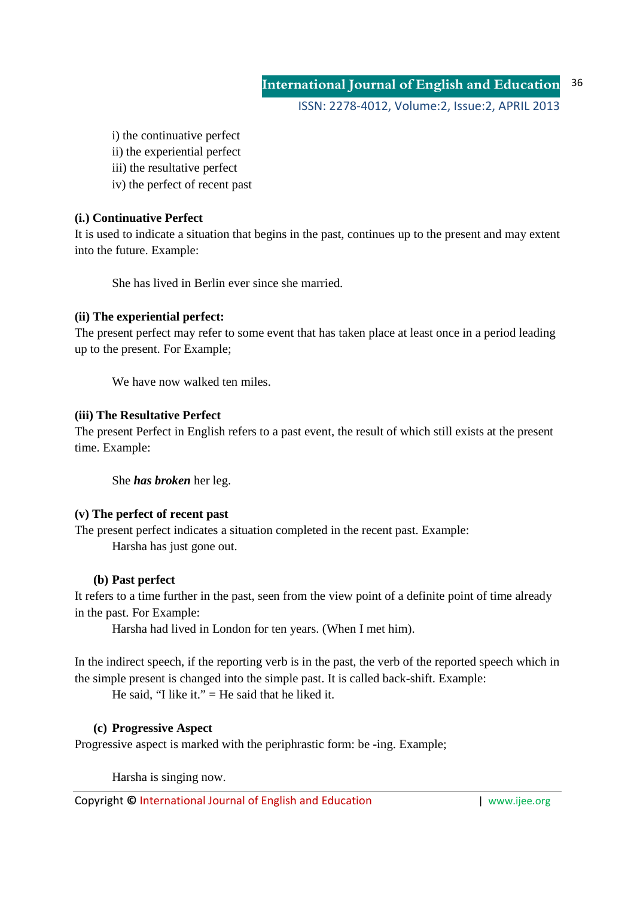i) the continuative perfect
ii) the experiential perfect
iii) the resultative perfect
iv) the perfect of recent past

**(i.) Continuative Perfect**

It is used to indicate a situation that begins in the past, continues up to the present and may extent into the future. Example:

She has lived in Berlin ever since she married.

**(ii) The experiential perfect:**

The present perfect may refer to some event that has taken place at least once in a period leading up to the present. For Example;

We have now walked ten miles.

**(iii) The Resultative Perfect**

The present Perfect in English refers to a past event, the result of which still exists at the present time. Example:

She ***has broken*** her leg.

**(v) The perfect of recent past**

The present perfect indicates a situation completed in the recent past. Example:

Harsha has just gone out.

**(b) Past perfect**

It refers to a time further in the past, seen from the view point of a definite point of time already in the past. For Example:

Harsha had lived in London for ten years. (When I met him).

In the indirect speech, if the reporting verb is in the past, the verb of the reported speech which in the simple present is changed into the simple past. It is called back-shift. Example:

He said, "I like it." = He said that he liked it.

**(c) Progressive Aspect**

Progressive aspect is marked with the periphrastic form: be -ing. Example;

Harsha is singing now.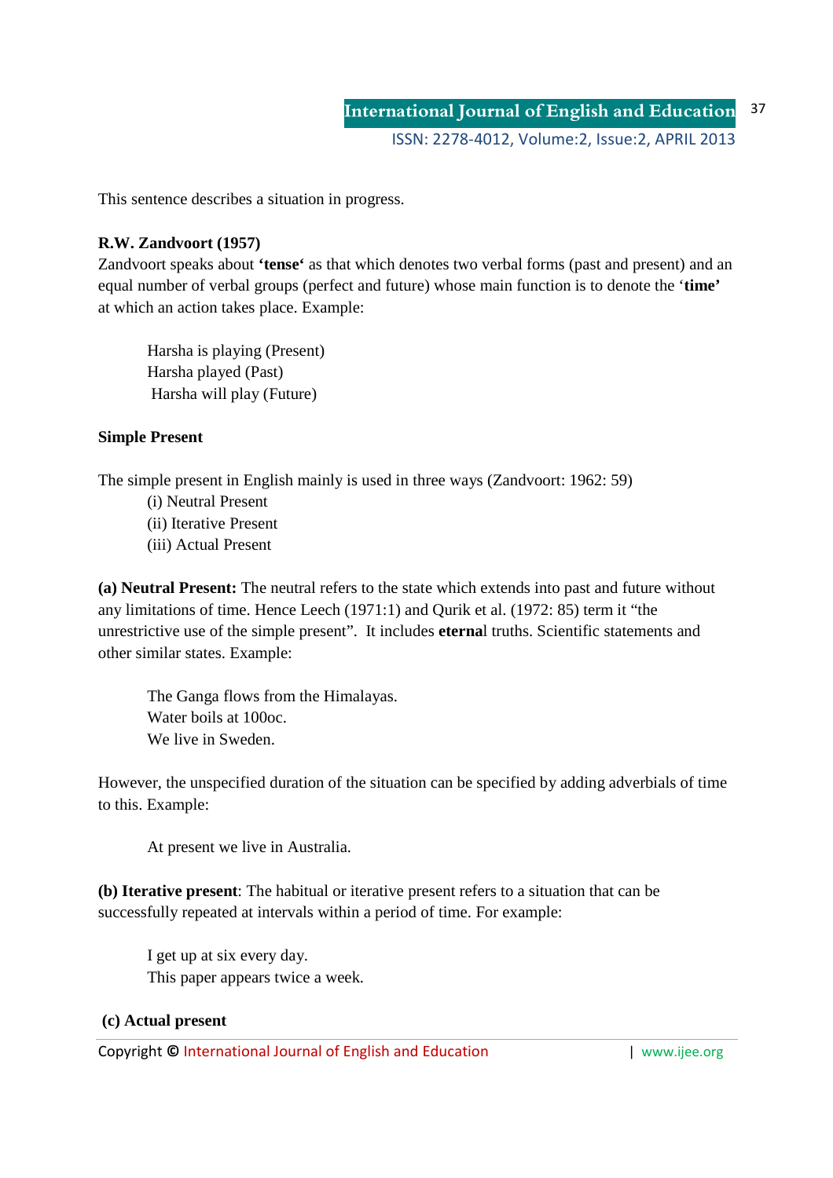This sentence describes a situation in progress.

**R.W. Zandvoort (1957)**

Zandvoort speaks about **'tense'** as that which denotes two verbal forms (past and present) and an equal number of verbal groups (perfect and future) whose main function is to denote the '**time'** at which an action takes place. Example:

> Harsha is playing (Present)
> Harsha played (Past)
> Harsha will play (Future)

**Simple Present**

The simple present in English mainly is used in three ways (Zandvoort: 1962: 59)

(i) Neutral Present
(ii) Iterative Present
(iii) Actual Present

**(a) Neutral Present:** The neutral refers to the state which extends into past and future without any limitations of time. Hence Leech (1971:1) and Qurik et al. (1972: 85) term it "the unrestrictive use of the simple present". It includes **eterna**l truths. Scientific statements and other similar states. Example:

> The Ganga flows from the Himalayas.
> Water boils at 100oc.
> We live in Sweden.

However, the unspecified duration of the situation can be specified by adding adverbials of time to this. Example:

> At present we live in Australia.

**(b) Iterative present**: The habitual or iterative present refers to a situation that can be successfully repeated at intervals within a period of time. For example:

> I get up at six every day.
> This paper appears twice a week.

**(c) Actual present**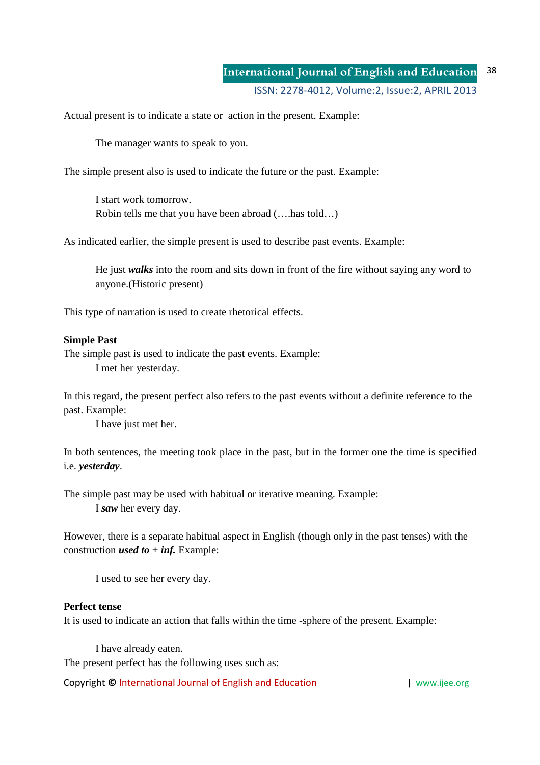Actual present is to indicate a state or action in the present. Example:

> The manager wants to speak to you.

The simple present also is used to indicate the future or the past. Example:

> I start work tomorrow.
> Robin tells me that you have been abroad (….has told…)

As indicated earlier, the simple present is used to describe past events. Example:

> He just ***walks*** into the room and sits down in front of the fire without saying any word to anyone.(Historic present)

This type of narration is used to create rhetorical effects.

**Simple Past**

The simple past is used to indicate the past events. Example:

> I met her yesterday.

In this regard, the present perfect also refers to the past events without a definite reference to the past. Example:

> I have just met her.

In both sentences, the meeting took place in the past, but in the former one the time is specified i.e. ***yesterday***.

The simple past may be used with habitual or iterative meaning. Example:

> I ***saw*** her every day.

However, there is a separate habitual aspect in English (though only in the past tenses) with the construction ***used to + inf.*** Example:

> I used to see her every day.

**Perfect tense**

It is used to indicate an action that falls within the time -sphere of the present. Example:

> I have already eaten.

The present perfect has the following uses such as: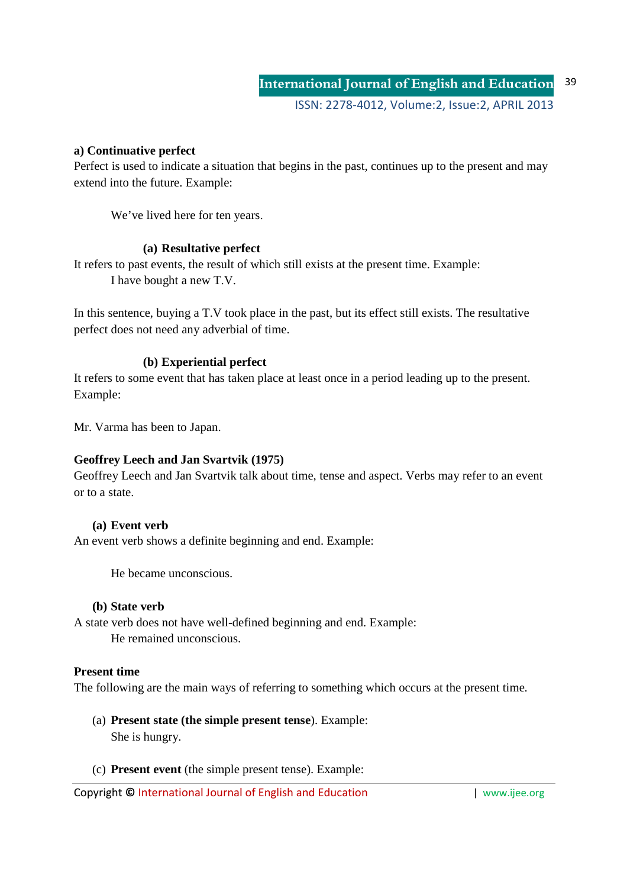**a) Continuative perfect**

Perfect is used to indicate a situation that begins in the past, continues up to the present and may extend into the future. Example:

We've lived here for ten years.

**(a) Resultative perfect**

It refers to past events, the result of which still exists at the present time. Example:

I have bought a new T.V.

In this sentence, buying a T.V took place in the past, but its effect still exists. The resultative perfect does not need any adverbial of time.

**(b) Experiential perfect**

It refers to some event that has taken place at least once in a period leading up to the present. Example:

Mr. Varma has been to Japan.

**Geoffrey Leech and Jan Svartvik (1975)**

Geoffrey Leech and Jan Svartvik talk about time, tense and aspect. Verbs may refer to an event or to a state.

**(a) Event verb**

An event verb shows a definite beginning and end. Example:

He became unconscious.

**(b) State verb**

A state verb does not have well-defined beginning and end. Example:

He remained unconscious.

**Present time**

The following are the main ways of referring to something which occurs at the present time.

(a) **Present state (the simple present tense**). Example:
She is hungry.

(c) **Present event** (the simple present tense). Example: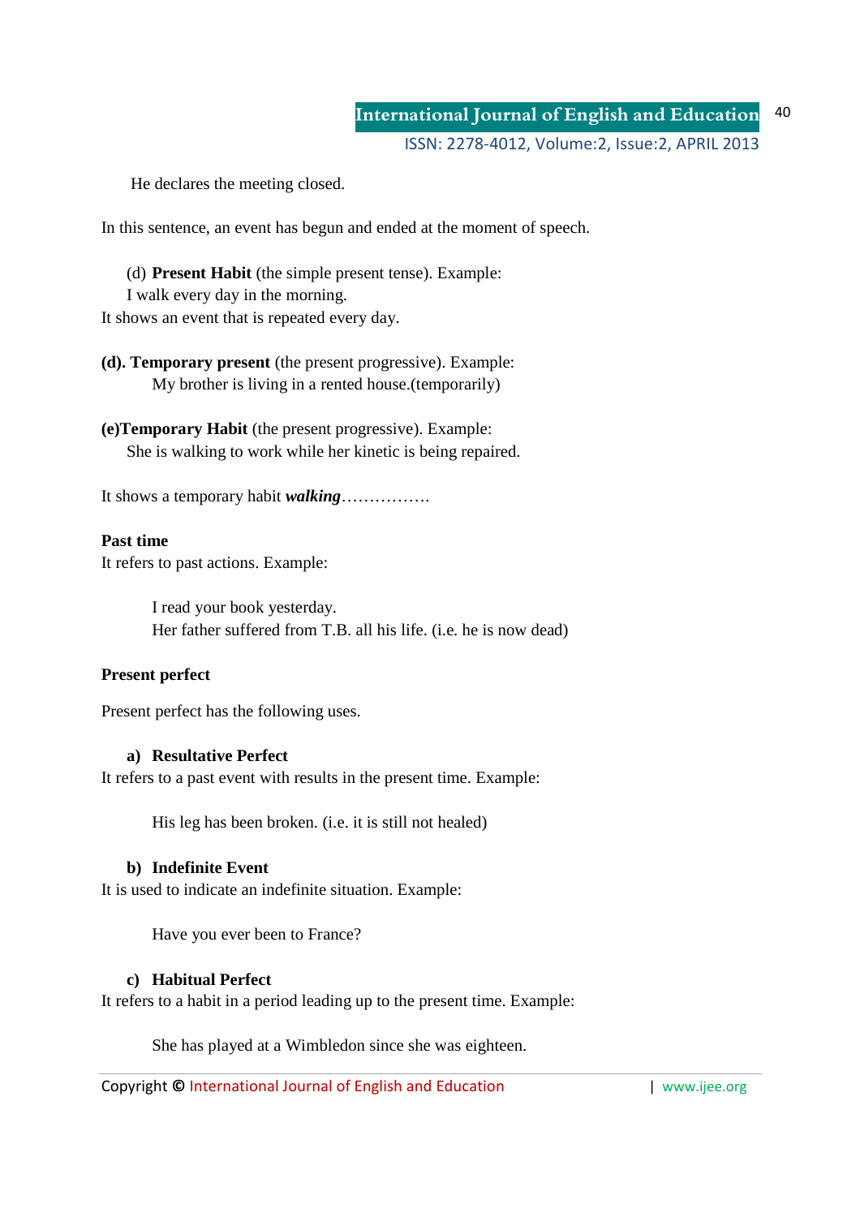He declares the meeting closed.

In this sentence, an event has begun and ended at the moment of speech.

(d) **Present Habit** (the simple present tense). Example:
I walk every day in the morning.
It shows an event that is repeated every day.

**(d). Temporary present** (the present progressive). Example:
My brother is living in a rented house.(temporarily)

**(e)Temporary Habit** (the present progressive). Example:
She is walking to work while her kinetic is being repaired.

It shows a temporary habit ***walking*** …………….

**Past time**

It refers to past actions. Example:

I read your book yesterday.
Her father suffered from T.B. all his life. (i.e. he is now dead)

**Present perfect**

Present perfect has the following uses.

**a) Resultative Perfect**

It refers to a past event with results in the present time. Example:

His leg has been broken. (i.e. it is still not healed)

**b) Indefinite Event**

It is used to indicate an indefinite situation. Example:

Have you ever been to France?

**c) Habitual Perfect**

It refers to a habit in a period leading up to the present time. Example:

She has played at a Wimbledon since she was eighteen.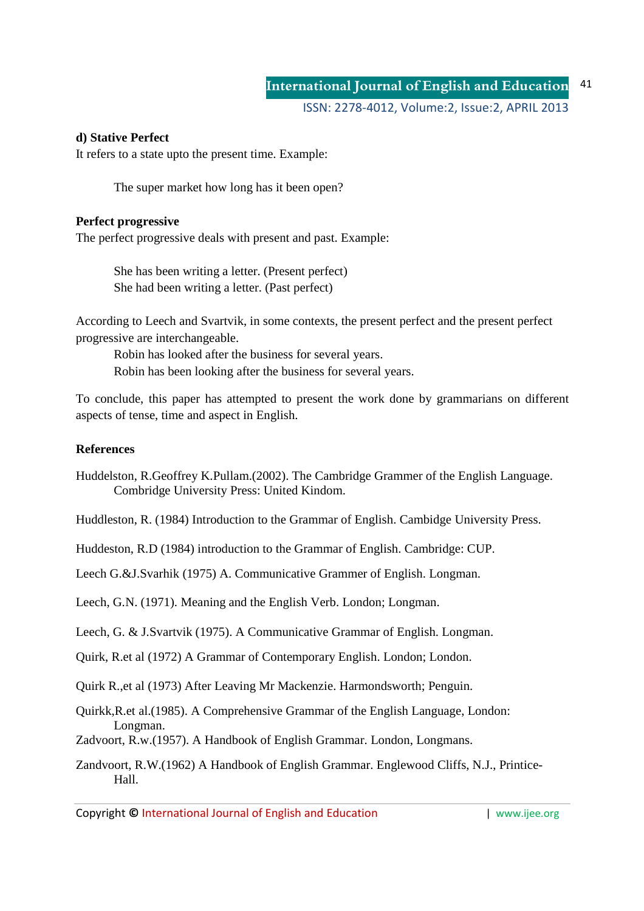**d) Stative Perfect**

It refers to a state upto the present time. Example:

> The super market how long has it been open?

**Perfect progressive**

The perfect progressive deals with present and past. Example:

> She has been writing a letter. (Present perfect)
> She had been writing a letter. (Past perfect)

According to Leech and Svartvik, in some contexts, the present perfect and the present perfect progressive are interchangeable.

> Robin has looked after the business for several years.
> Robin has been looking after the business for several years.

To conclude, this paper has attempted to present the work done by grammarians on different aspects of tense, time and aspect in English.

**References**

Huddelston, R.Geoffrey K.Pullam.(2002). The Cambridge Grammer of the English Language. Combridge University Press: United Kindom.

Huddleston, R. (1984) Introduction to the Grammar of English. Cambidge University Press.

Huddeston, R.D (1984) introduction to the Grammar of English. Cambridge: CUP.

Leech G.&J.Svarhik (1975) A. Communicative Grammer of English. Longman.

Leech, G.N. (1971). Meaning and the English Verb. London; Longman.

Leech, G. & J.Svartvik (1975). A Communicative Grammar of English. Longman.

Quirk, R.et al (1972) A Grammar of Contemporary English. London; London.

Quirk R.,et al (1973) After Leaving Mr Mackenzie. Harmondsworth; Penguin.

Quirkk,R.et al.(1985). A Comprehensive Grammar of the English Language, London: Longman.

Zadvoort, R.w.(1957). A Handbook of English Grammar. London, Longmans.

Zandvoort, R.W.(1962) A Handbook of English Grammar. Englewood Cliffs, N.J., Printice-Hall.